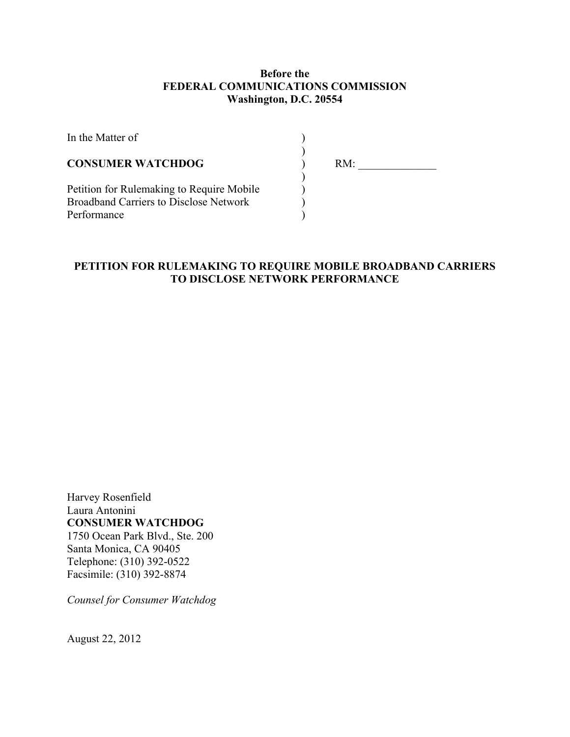**Before the**
**FEDERAL COMMUNICATIONS COMMISSION**
**Washington, D.C. 20554**

| | | |
|---|---|---|
| In the Matter of | ) | |
| | ) | |
| **CONSUMER WATCHDOG** | ) | RM: ______________ |
| | ) | |
| Petition for Rulemaking to Require Mobile Broadband Carriers to Disclose Network Performance | ) | |

**PETITION FOR RULEMAKING TO REQUIRE MOBILE BROADBAND CARRIERS TO DISCLOSE NETWORK PERFORMANCE**

Harvey Rosenfield
Laura Antonini
**CONSUMER WATCHDOG**
1750 Ocean Park Blvd., Ste. 200
Santa Monica, CA 90405
Telephone: (310) 392-0522
Facsimile: (310) 392-8874

*Counsel for Consumer Watchdog*

August 22, 2012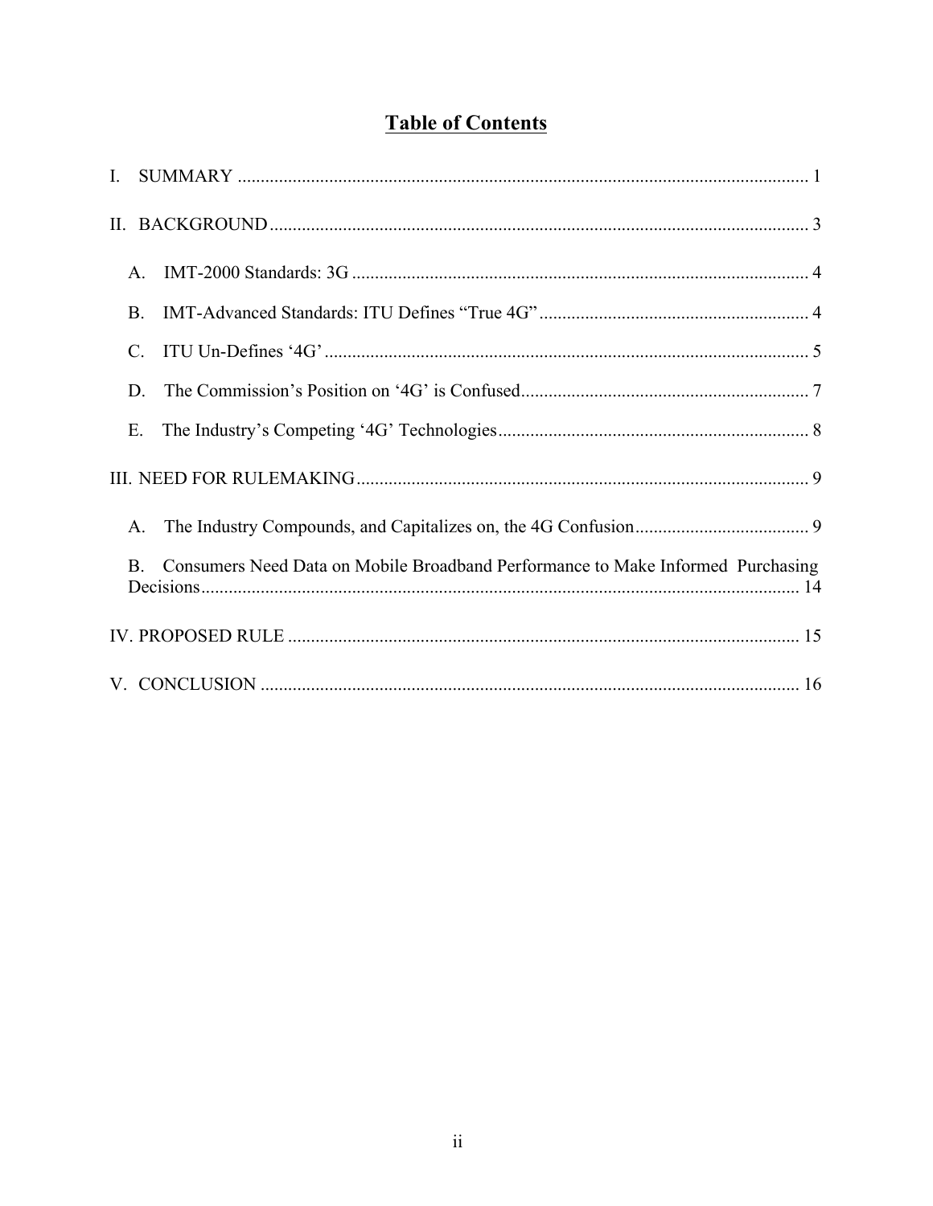# Table of Contents

I. SUMMARY ............................................................................................................................ 1

II. BACKGROUND ..................................................................................................................... 3

A. IMT-2000 Standards: 3G ................................................................................................... 4

B. IMT-Advanced Standards: ITU Defines "True 4G" ........................................................... 4

C. ITU Un-Defines '4G' ......................................................................................................... 5

D. The Commission's Position on '4G' is Confused .............................................................. 7

E. The Industry's Competing '4G' Technologies ................................................................... 8

III. NEED FOR RULEMAKING .................................................................................................. 9

A. The Industry Compounds, and Capitalizes on, the 4G Confusion ...................................... 9

B. Consumers Need Data on Mobile Broadband Performance to Make Informed Purchasing Decisions ................................................................................................................................. 14

IV. PROPOSED RULE .............................................................................................................. 15

V. CONCLUSION .................................................................................................................... 16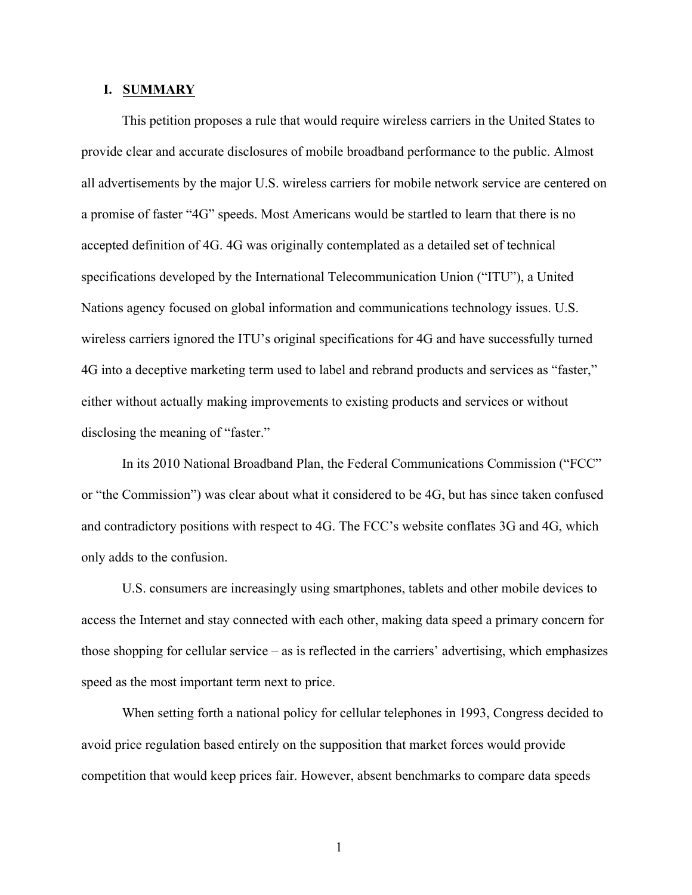## I. SUMMARY

This petition proposes a rule that would require wireless carriers in the United States to provide clear and accurate disclosures of mobile broadband performance to the public. Almost all advertisements by the major U.S. wireless carriers for mobile network service are centered on a promise of faster "4G" speeds. Most Americans would be startled to learn that there is no accepted definition of 4G. 4G was originally contemplated as a detailed set of technical specifications developed by the International Telecommunication Union ("ITU"), a United Nations agency focused on global information and communications technology issues. U.S. wireless carriers ignored the ITU's original specifications for 4G and have successfully turned 4G into a deceptive marketing term used to label and rebrand products and services as "faster," either without actually making improvements to existing products and services or without disclosing the meaning of "faster."

In its 2010 National Broadband Plan, the Federal Communications Commission ("FCC" or "the Commission") was clear about what it considered to be 4G, but has since taken confused and contradictory positions with respect to 4G. The FCC's website conflates 3G and 4G, which only adds to the confusion.

U.S. consumers are increasingly using smartphones, tablets and other mobile devices to access the Internet and stay connected with each other, making data speed a primary concern for those shopping for cellular service – as is reflected in the carriers' advertising, which emphasizes speed as the most important term next to price.

When setting forth a national policy for cellular telephones in 1993, Congress decided to avoid price regulation based entirely on the supposition that market forces would provide competition that would keep prices fair. However, absent benchmarks to compare data speeds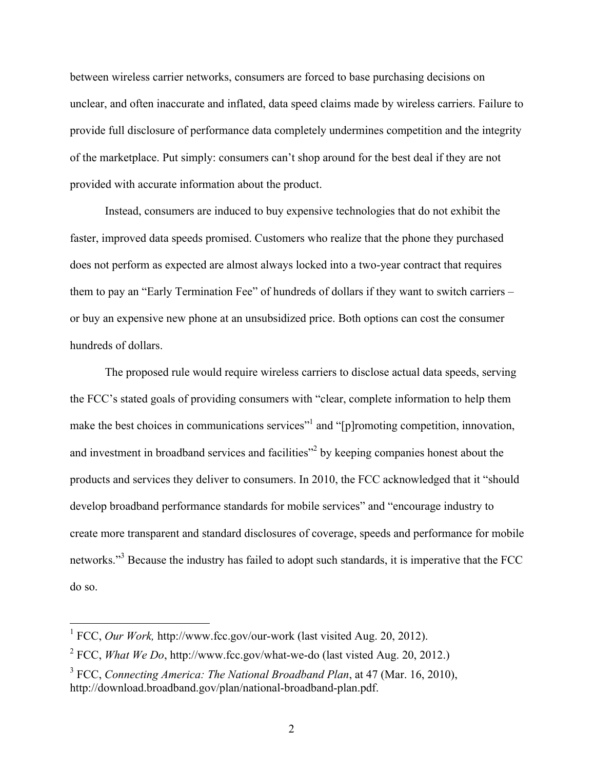between wireless carrier networks, consumers are forced to base purchasing decisions on unclear, and often inaccurate and inflated, data speed claims made by wireless carriers. Failure to provide full disclosure of performance data completely undermines competition and the integrity of the marketplace. Put simply: consumers can't shop around for the best deal if they are not provided with accurate information about the product.

Instead, consumers are induced to buy expensive technologies that do not exhibit the faster, improved data speeds promised. Customers who realize that the phone they purchased does not perform as expected are almost always locked into a two-year contract that requires them to pay an "Early Termination Fee" of hundreds of dollars if they want to switch carriers – or buy an expensive new phone at an unsubsidized price. Both options can cost the consumer hundreds of dollars.

The proposed rule would require wireless carriers to disclose actual data speeds, serving the FCC's stated goals of providing consumers with "clear, complete information to help them make the best choices in communications services"[1] and "[p]romoting competition, innovation, and investment in broadband services and facilities"[2] by keeping companies honest about the products and services they deliver to consumers. In 2010, the FCC acknowledged that it "should develop broadband performance standards for mobile services" and "encourage industry to create more transparent and standard disclosures of coverage, speeds and performance for mobile networks."[3] Because the industry has failed to adopt such standards, it is imperative that the FCC do so.

---

[1] FCC, *Our Work,* http://www.fcc.gov/our-work (last visited Aug. 20, 2012).

[2] FCC, *What We Do*, http://www.fcc.gov/what-we-do (last visted Aug. 20, 2012.)

[3] FCC, *Connecting America: The National Broadband Plan*, at 47 (Mar. 16, 2010), http://download.broadband.gov/plan/national-broadband-plan.pdf.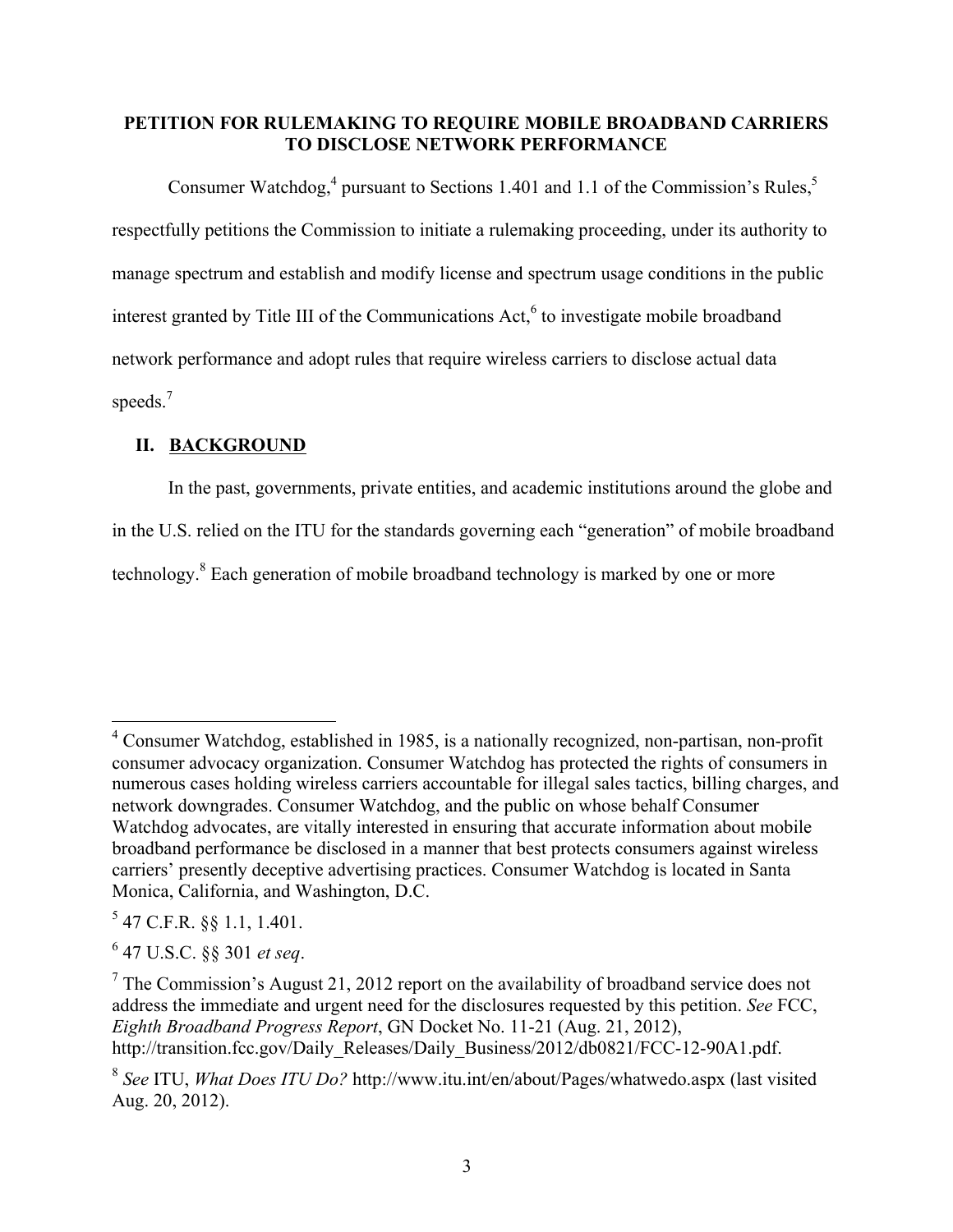**PETITION FOR RULEMAKING TO REQUIRE MOBILE BROADBAND CARRIERS TO DISCLOSE NETWORK PERFORMANCE**

Consumer Watchdog,[4] pursuant to Sections 1.401 and 1.1 of the Commission's Rules,[5] respectfully petitions the Commission to initiate a rulemaking proceeding, under its authority to manage spectrum and establish and modify license and spectrum usage conditions in the public interest granted by Title III of the Communications Act,[6] to investigate mobile broadband network performance and adopt rules that require wireless carriers to disclose actual data speeds.[7]

## II. BACKGROUND

In the past, governments, private entities, and academic institutions around the globe and in the U.S. relied on the ITU for the standards governing each "generation" of mobile broadband technology.[8] Each generation of mobile broadband technology is marked by one or more

---

[4] Consumer Watchdog, established in 1985, is a nationally recognized, non-partisan, non-profit consumer advocacy organization. Consumer Watchdog has protected the rights of consumers in numerous cases holding wireless carriers accountable for illegal sales tactics, billing charges, and network downgrades. Consumer Watchdog, and the public on whose behalf Consumer Watchdog advocates, are vitally interested in ensuring that accurate information about mobile broadband performance be disclosed in a manner that best protects consumers against wireless carriers' presently deceptive advertising practices. Consumer Watchdog is located in Santa Monica, California, and Washington, D.C.

[5] 47 C.F.R. §§ 1.1, 1.401.

[6] 47 U.S.C. §§ 301 *et seq*.

[7] The Commission's August 21, 2012 report on the availability of broadband service does not address the immediate and urgent need for the disclosures requested by this petition. *See* FCC, *Eighth Broadband Progress Report*, GN Docket No. 11-21 (Aug. 21, 2012), http://transition.fcc.gov/Daily_Releases/Daily_Business/2012/db0821/FCC-12-90A1.pdf.

[8] *See* ITU, *What Does ITU Do?* http://www.itu.int/en/about/Pages/whatwedo.aspx (last visited Aug. 20, 2012).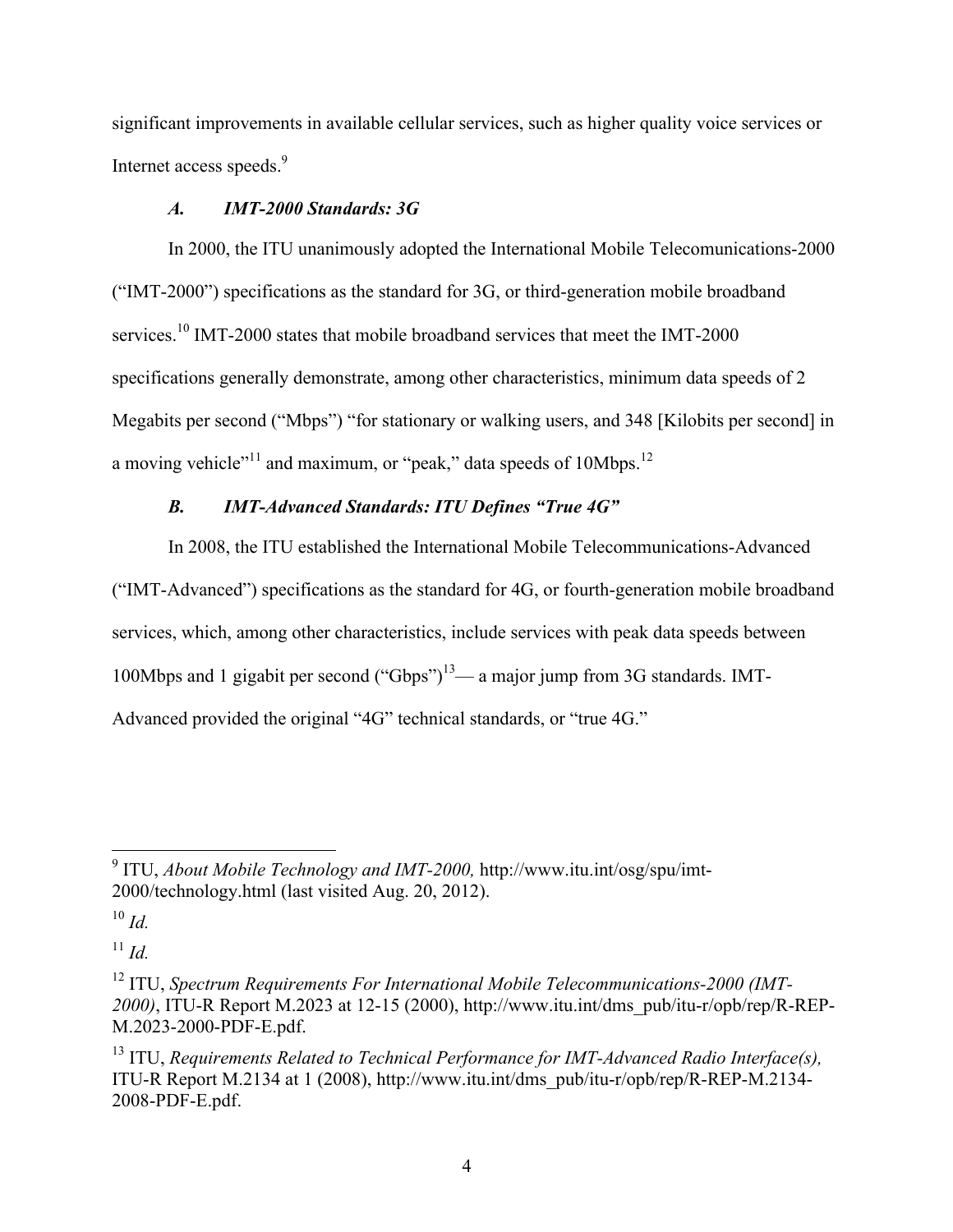significant improvements in available cellular services, such as higher quality voice services or Internet access speeds.[9]

### *A. IMT-2000 Standards: 3G*

In 2000, the ITU unanimously adopted the International Mobile Telecomunications-2000 ("IMT-2000") specifications as the standard for 3G, or third-generation mobile broadband services.[10] IMT-2000 states that mobile broadband services that meet the IMT-2000 specifications generally demonstrate, among other characteristics, minimum data speeds of 2 Megabits per second ("Mbps") "for stationary or walking users, and 348 [Kilobits per second] in a moving vehicle"[11] and maximum, or "peak," data speeds of 10Mbps.[12]

### *B. IMT-Advanced Standards: ITU Defines "True 4G"*

In 2008, the ITU established the International Mobile Telecommunications-Advanced ("IMT-Advanced") specifications as the standard for 4G, or fourth-generation mobile broadband services, which, among other characteristics, include services with peak data speeds between 100Mbps and 1 gigabit per second ("Gbps")[13]— a major jump from 3G standards. IMT-Advanced provided the original "4G" technical standards, or "true 4G."

---

[9] ITU, *About Mobile Technology and IMT-2000,* http://www.itu.int/osg/spu/imt-2000/technology.html (last visited Aug. 20, 2012).

[10] *Id.*

[11] *Id.*

[12] ITU, *Spectrum Requirements For International Mobile Telecommunications-2000 (IMT-2000)*, ITU-R Report M.2023 at 12-15 (2000), http://www.itu.int/dms_pub/itu-r/opb/rep/R-REP-M.2023-2000-PDF-E.pdf.

[13] ITU, *Requirements Related to Technical Performance for IMT-Advanced Radio Interface(s),* ITU-R Report M.2134 at 1 (2008), http://www.itu.int/dms_pub/itu-r/opb/rep/R-REP-M.2134-2008-PDF-E.pdf.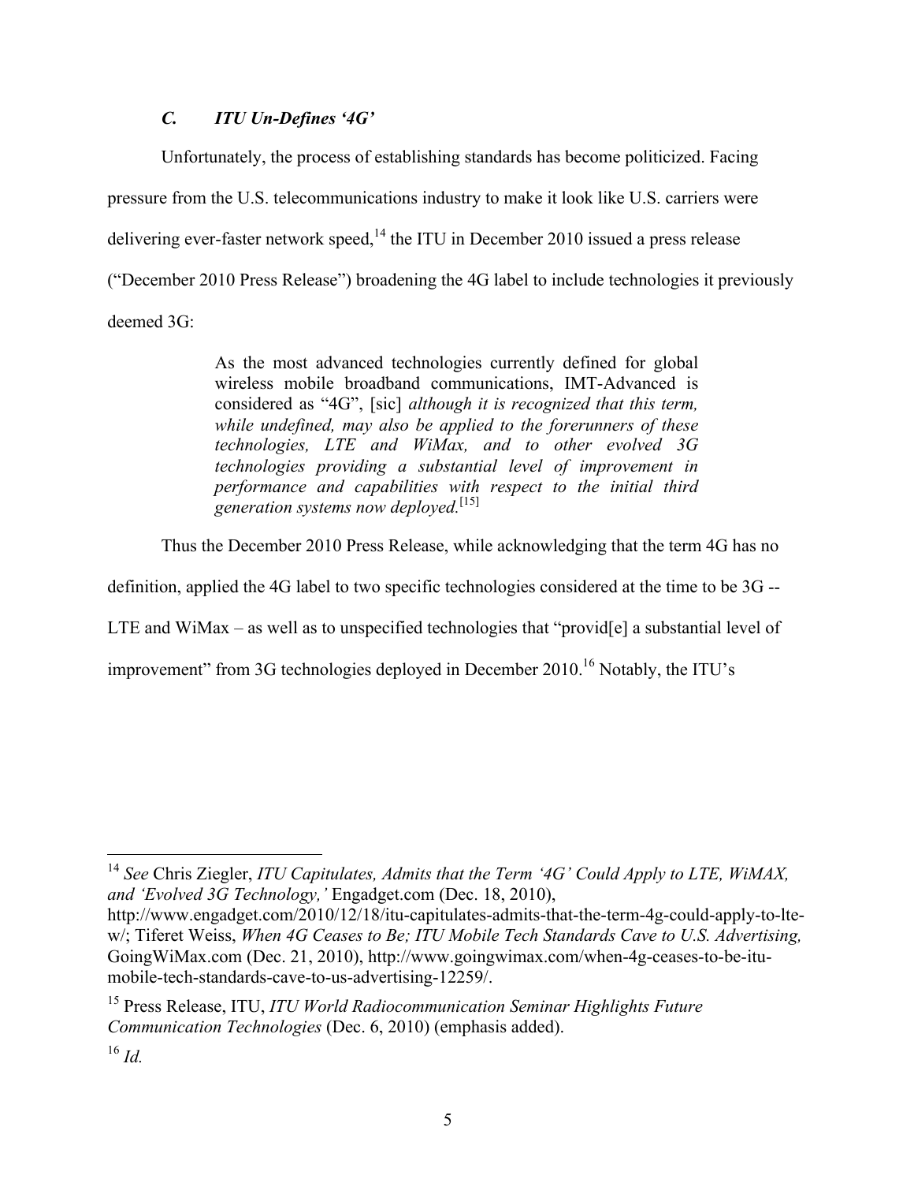### *C. ITU Un-Defines '4G'*

Unfortunately, the process of establishing standards has become politicized. Facing pressure from the U.S. telecommunications industry to make it look like U.S. carriers were delivering ever-faster network speed,[14] the ITU in December 2010 issued a press release ("December 2010 Press Release") broadening the 4G label to include technologies it previously deemed 3G:

> As the most advanced technologies currently defined for global wireless mobile broadband communications, IMT-Advanced is considered as "4G", [sic] *although it is recognized that this term, while undefined, may also be applied to the forerunners of these technologies, LTE and WiMax, and to other evolved 3G technologies providing a substantial level of improvement in performance and capabilities with respect to the initial third generation systems now deployed.*[15]

Thus the December 2010 Press Release, while acknowledging that the term 4G has no definition, applied the 4G label to two specific technologies considered at the time to be 3G -- LTE and WiMax – as well as to unspecified technologies that "provid[e] a substantial level of improvement" from 3G technologies deployed in December 2010.[16] Notably, the ITU's

---

[14] *See* Chris Ziegler, *ITU Capitulates, Admits that the Term '4G' Could Apply to LTE, WiMAX, and 'Evolved 3G Technology,'* Engadget.com (Dec. 18, 2010), http://www.engadget.com/2010/12/18/itu-capitulates-admits-that-the-term-4g-could-apply-to-lte-w/; Tiferet Weiss, *When 4G Ceases to Be; ITU Mobile Tech Standards Cave to U.S. Advertising,* GoingWiMax.com (Dec. 21, 2010), http://www.goingwimax.com/when-4g-ceases-to-be-itu-mobile-tech-standards-cave-to-us-advertising-12259/.

[15] Press Release, ITU, *ITU World Radiocommunication Seminar Highlights Future Communication Technologies* (Dec. 6, 2010) (emphasis added).

[16] *Id.*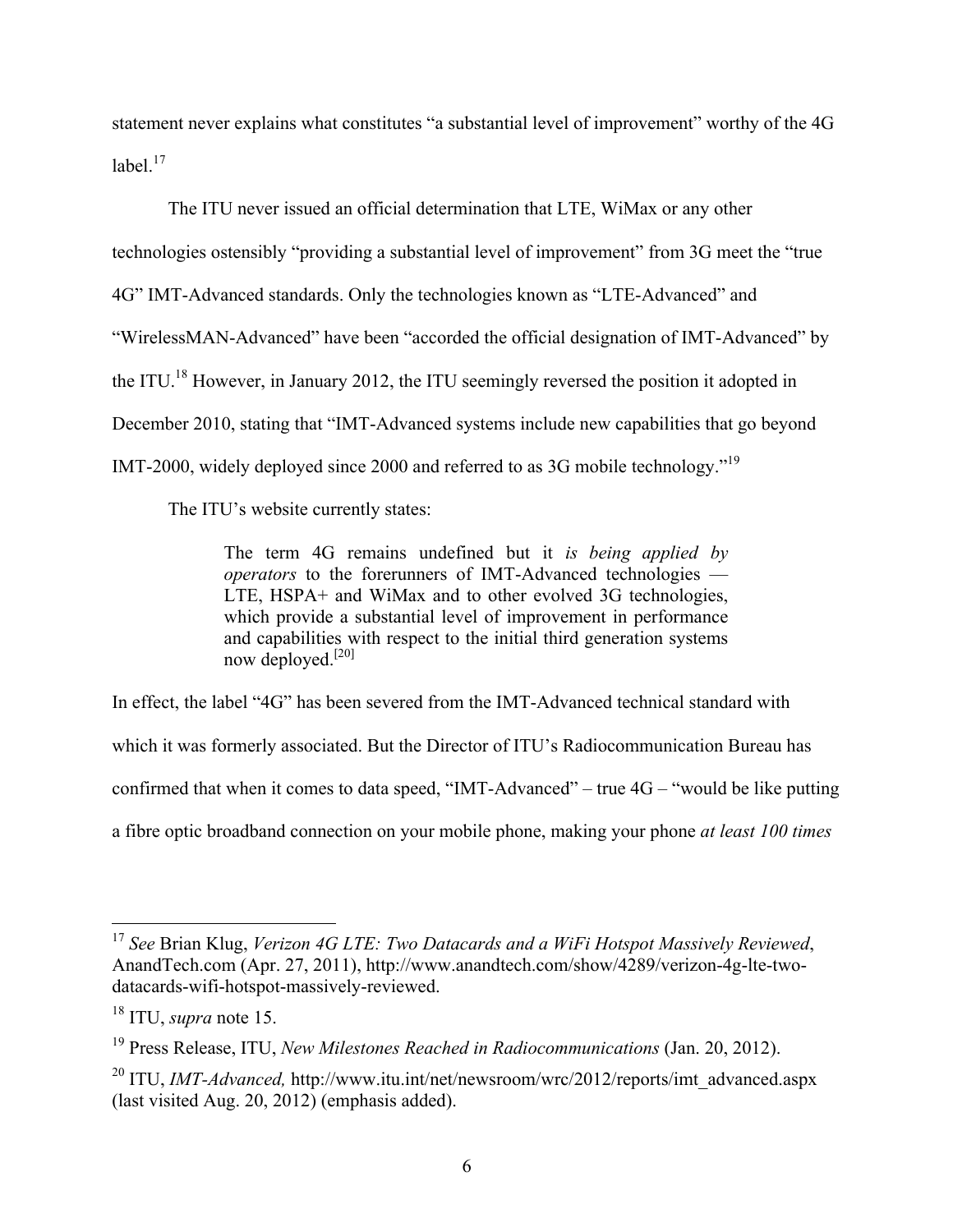statement never explains what constitutes "a substantial level of improvement" worthy of the 4G label.[17]

The ITU never issued an official determination that LTE, WiMax or any other technologies ostensibly "providing a substantial level of improvement" from 3G meet the "true 4G" IMT-Advanced standards. Only the technologies known as "LTE-Advanced" and "WirelessMAN-Advanced" have been "accorded the official designation of IMT-Advanced" by the ITU.[18] However, in January 2012, the ITU seemingly reversed the position it adopted in December 2010, stating that "IMT-Advanced systems include new capabilities that go beyond IMT-2000, widely deployed since 2000 and referred to as 3G mobile technology."[19]

The ITU's website currently states:

> The term 4G remains undefined but it *is being applied by operators* to the forerunners of IMT-Advanced technologies — LTE, HSPA+ and WiMax and to other evolved 3G technologies, which provide a substantial level of improvement in performance and capabilities with respect to the initial third generation systems now deployed.[20]

In effect, the label "4G" has been severed from the IMT-Advanced technical standard with which it was formerly associated. But the Director of ITU's Radiocommunication Bureau has confirmed that when it comes to data speed, "IMT-Advanced" – true 4G – "would be like putting a fibre optic broadband connection on your mobile phone, making your phone *at least 100 times*

---

[17] *See* Brian Klug, *Verizon 4G LTE: Two Datacards and a WiFi Hotspot Massively Reviewed*, AnandTech.com (Apr. 27, 2011), http://www.anandtech.com/show/4289/verizon-4g-lte-two-datacards-wifi-hotspot-massively-reviewed.

[18] ITU, *supra* note 15.

[19] Press Release, ITU, *New Milestones Reached in Radiocommunications* (Jan. 20, 2012).

[20] ITU, *IMT-Advanced,* http://www.itu.int/net/newsroom/wrc/2012/reports/imt_advanced.aspx (last visited Aug. 20, 2012) (emphasis added).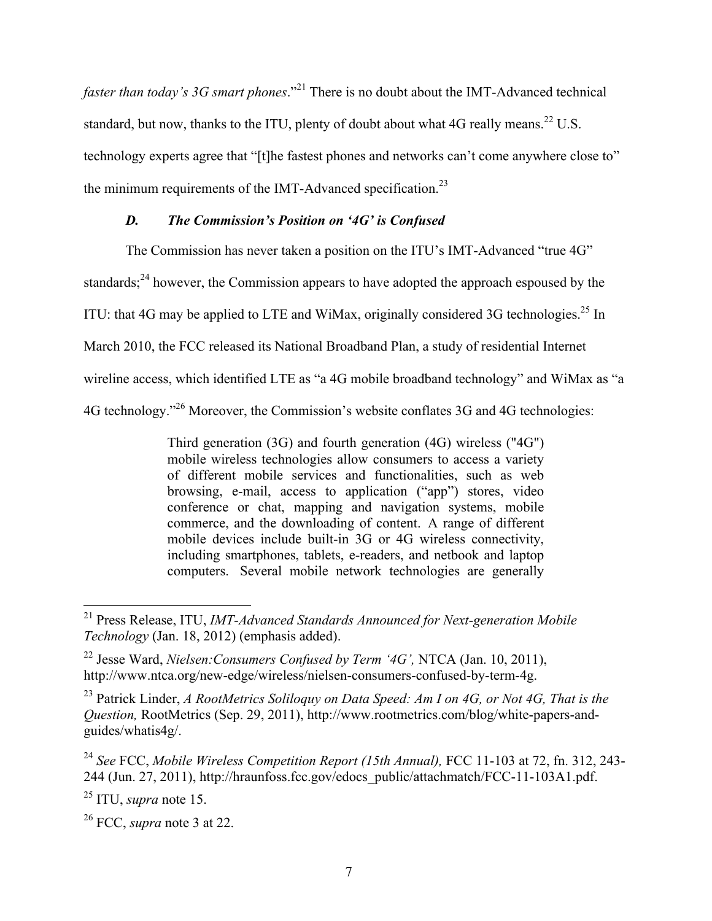*faster than today's 3G smart phones*."[21] There is no doubt about the IMT-Advanced technical standard, but now, thanks to the ITU, plenty of doubt about what 4G really means.[22] U.S. technology experts agree that "[t]he fastest phones and networks can't come anywhere close to" the minimum requirements of the IMT-Advanced specification.[23]

### *D. The Commission's Position on '4G' is Confused*

The Commission has never taken a position on the ITU's IMT-Advanced "true 4G" standards;[24] however, the Commission appears to have adopted the approach espoused by the ITU: that 4G may be applied to LTE and WiMax, originally considered 3G technologies.[25] In March 2010, the FCC released its National Broadband Plan, a study of residential Internet wireline access, which identified LTE as "a 4G mobile broadband technology" and WiMax as "a 4G technology."[26] Moreover, the Commission's website conflates 3G and 4G technologies:

> Third generation (3G) and fourth generation (4G) wireless ("4G") mobile wireless technologies allow consumers to access a variety of different mobile services and functionalities, such as web browsing, e-mail, access to application ("app") stores, video conference or chat, mapping and navigation systems, mobile commerce, and the downloading of content. A range of different mobile devices include built-in 3G or 4G wireless connectivity, including smartphones, tablets, e-readers, and netbook and laptop computers. Several mobile network technologies are generally

---

[21] Press Release, ITU, *IMT-Advanced Standards Announced for Next-generation Mobile Technology* (Jan. 18, 2012) (emphasis added).

[22] Jesse Ward, *Nielsen:Consumers Confused by Term '4G',* NTCA (Jan. 10, 2011), http://www.ntca.org/new-edge/wireless/nielsen-consumers-confused-by-term-4g.

[23] Patrick Linder, *A RootMetrics Soliloquy on Data Speed: Am I on 4G, or Not 4G, That is the Question,* RootMetrics (Sep. 29, 2011), http://www.rootmetrics.com/blog/white-papers-and-guides/whatis4g/.

[24] *See* FCC, *Mobile Wireless Competition Report (15th Annual),* FCC 11-103 at 72, fn. 312, 243-244 (Jun. 27, 2011), http://hraunfoss.fcc.gov/edocs_public/attachmatch/FCC-11-103A1.pdf.

[25] ITU, *supra* note 15.

[26] FCC, *supra* note 3 at 22.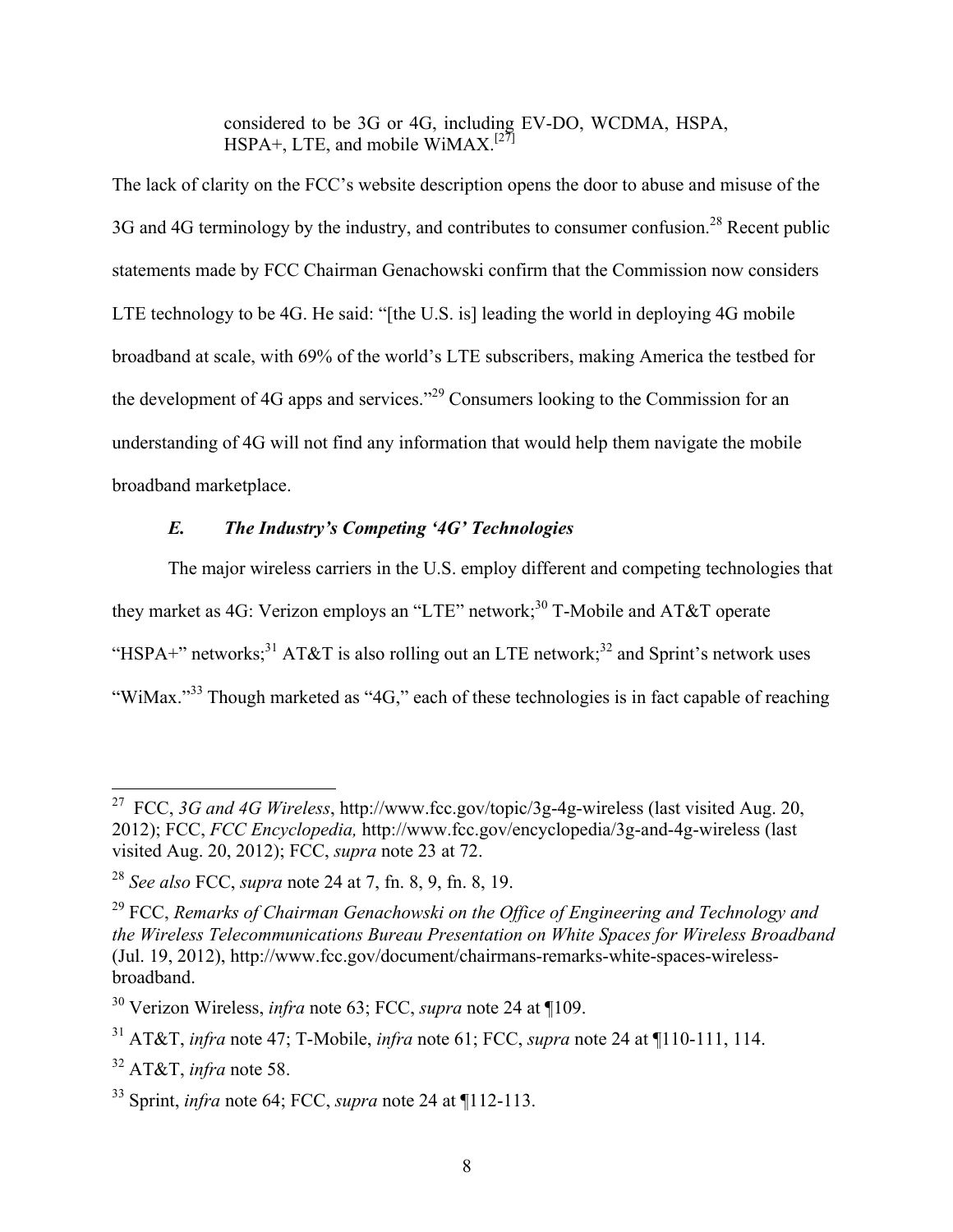> considered to be 3G or 4G, including EV-DO, WCDMA, HSPA, HSPA+, LTE, and mobile WiMAX.[27]

The lack of clarity on the FCC's website description opens the door to abuse and misuse of the 3G and 4G terminology by the industry, and contributes to consumer confusion.[28] Recent public statements made by FCC Chairman Genachowski confirm that the Commission now considers LTE technology to be 4G. He said: "[the U.S. is] leading the world in deploying 4G mobile broadband at scale, with 69% of the world's LTE subscribers, making America the testbed for the development of 4G apps and services."[29] Consumers looking to the Commission for an understanding of 4G will not find any information that would help them navigate the mobile broadband marketplace.

### *E. The Industry's Competing '4G' Technologies*

The major wireless carriers in the U.S. employ different and competing technologies that they market as 4G: Verizon employs an "LTE" network;[30] T-Mobile and AT&T operate "HSPA+" networks;[31] AT&T is also rolling out an LTE network;[32] and Sprint's network uses "WiMax."[33] Though marketed as "4G," each of these technologies is in fact capable of reaching

---

[27] FCC, *3G and 4G Wireless*, http://www.fcc.gov/topic/3g-4g-wireless (last visited Aug. 20, 2012); FCC, *FCC Encyclopedia,* http://www.fcc.gov/encyclopedia/3g-and-4g-wireless (last visited Aug. 20, 2012); FCC, *supra* note 23 at 72.

[28] *See also* FCC, *supra* note 24 at 7, fn. 8, 9, fn. 8, 19.

[29] FCC, *Remarks of Chairman Genachowski on the Office of Engineering and Technology and the Wireless Telecommunications Bureau Presentation on White Spaces for Wireless Broadband* (Jul. 19, 2012), http://www.fcc.gov/document/chairmans-remarks-white-spaces-wireless-broadband.

[30] Verizon Wireless, *infra* note 63; FCC, *supra* note 24 at ¶109.

[31] AT&T, *infra* note 47; T-Mobile, *infra* note 61; FCC, *supra* note 24 at ¶110-111, 114.

[32] AT&T, *infra* note 58.

[33] Sprint, *infra* note 64; FCC, *supra* note 24 at ¶112-113.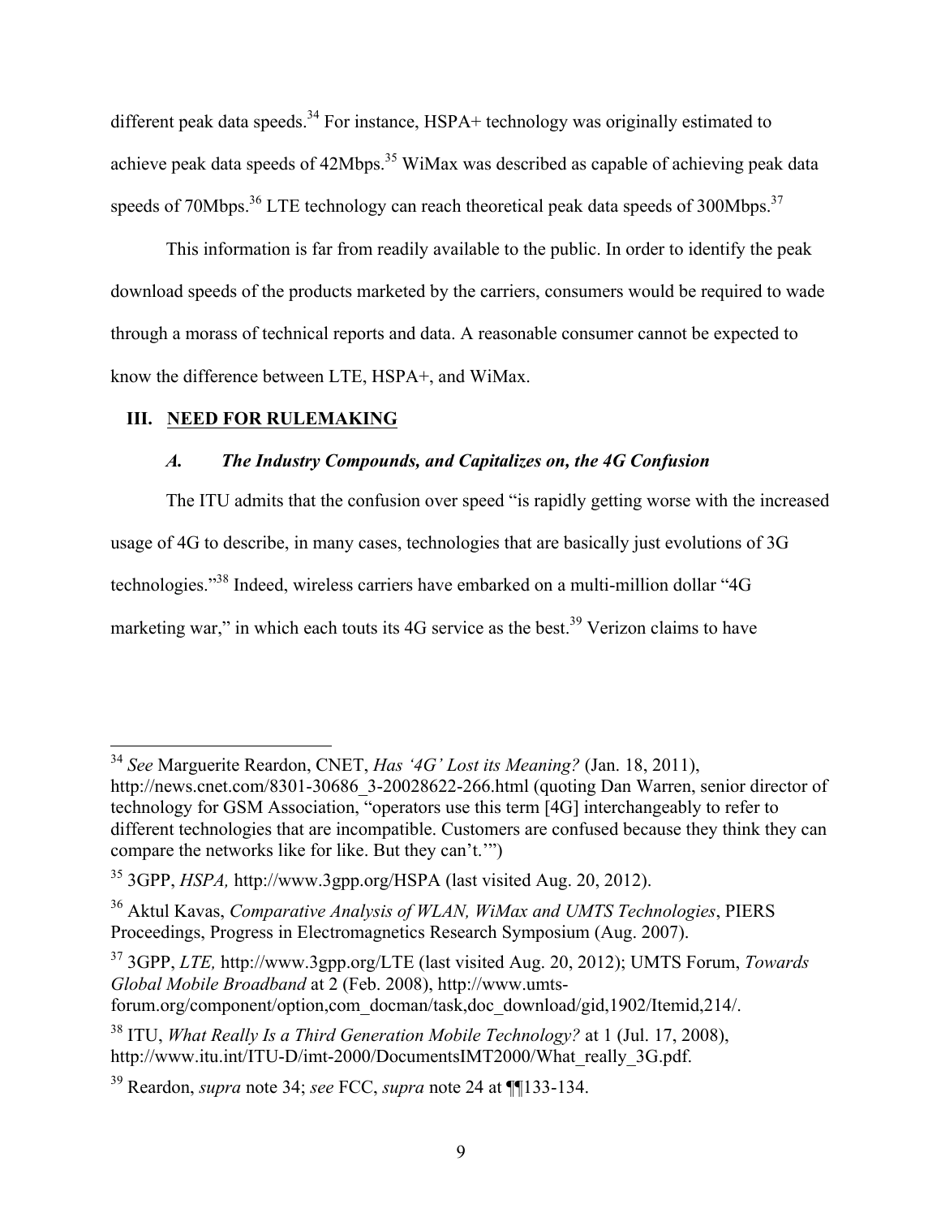different peak data speeds.[34] For instance, HSPA+ technology was originally estimated to achieve peak data speeds of 42Mbps.[35] WiMax was described as capable of achieving peak data speeds of 70Mbps.[36] LTE technology can reach theoretical peak data speeds of 300Mbps.[37]

This information is far from readily available to the public. In order to identify the peak download speeds of the products marketed by the carriers, consumers would be required to wade through a morass of technical reports and data. A reasonable consumer cannot be expected to know the difference between LTE, HSPA+, and WiMax.

## III. NEED FOR RULEMAKING

### *A. The Industry Compounds, and Capitalizes on, the 4G Confusion*

The ITU admits that the confusion over speed "is rapidly getting worse with the increased usage of 4G to describe, in many cases, technologies that are basically just evolutions of 3G technologies."[38] Indeed, wireless carriers have embarked on a multi-million dollar "4G marketing war," in which each touts its 4G service as the best.[39] Verizon claims to have

---

[34] *See* Marguerite Reardon, CNET, *Has '4G' Lost its Meaning?* (Jan. 18, 2011), http://news.cnet.com/8301-30686_3-20028622-266.html (quoting Dan Warren, senior director of technology for GSM Association, "operators use this term [4G] interchangeably to refer to different technologies that are incompatible. Customers are confused because they think they can compare the networks like for like. But they can't.'")

[35] 3GPP, *HSPA,* http://www.3gpp.org/HSPA (last visited Aug. 20, 2012).

[36] Aktul Kavas, *Comparative Analysis of WLAN, WiMax and UMTS Technologies*, PIERS Proceedings, Progress in Electromagnetics Research Symposium (Aug. 2007).

[37] 3GPP, *LTE,* http://www.3gpp.org/LTE (last visited Aug. 20, 2012); UMTS Forum, *Towards Global Mobile Broadband* at 2 (Feb. 2008), http://www.umts-forum.org/component/option,com_docman/task,doc_download/gid,1902/Itemid,214/.

[38] ITU, *What Really Is a Third Generation Mobile Technology?* at 1 (Jul. 17, 2008), http://www.itu.int/ITU-D/imt-2000/DocumentsIMT2000/What_really_3G.pdf.

[39] Reardon, *supra* note 34; *see* FCC, *supra* note 24 at ¶¶133-134.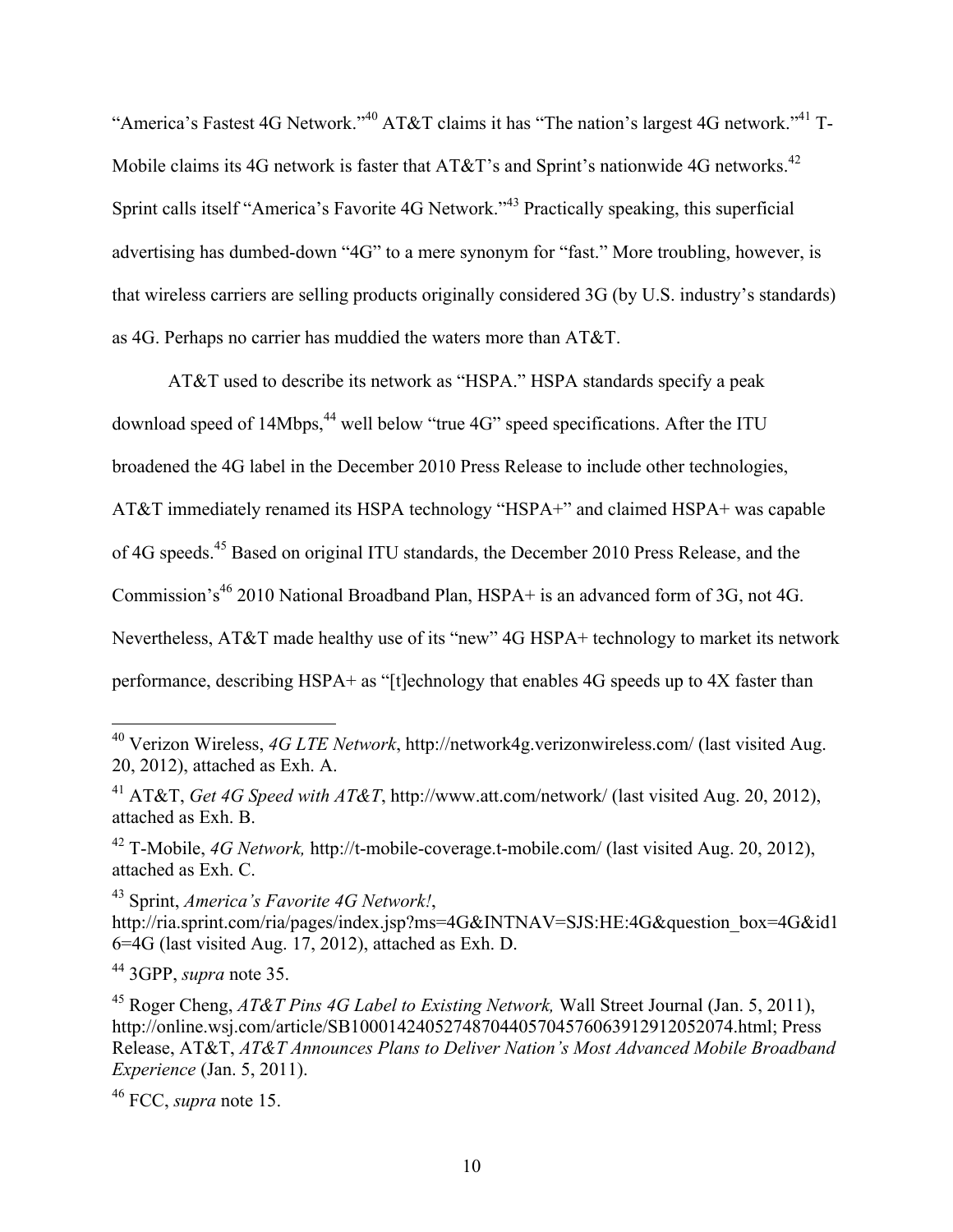"America's Fastest 4G Network."[40] AT&T claims it has "The nation's largest 4G network."[41] T-Mobile claims its 4G network is faster that AT&T's and Sprint's nationwide 4G networks.[42] Sprint calls itself "America's Favorite 4G Network."[43] Practically speaking, this superficial advertising has dumbed-down "4G" to a mere synonym for "fast." More troubling, however, is that wireless carriers are selling products originally considered 3G (by U.S. industry's standards) as 4G. Perhaps no carrier has muddied the waters more than AT&T.

AT&T used to describe its network as "HSPA." HSPA standards specify a peak download speed of 14Mbps,[44] well below "true 4G" speed specifications. After the ITU broadened the 4G label in the December 2010 Press Release to include other technologies, AT&T immediately renamed its HSPA technology "HSPA+" and claimed HSPA+ was capable of 4G speeds.[45] Based on original ITU standards, the December 2010 Press Release, and the Commission's[46] 2010 National Broadband Plan, HSPA+ is an advanced form of 3G, not 4G. Nevertheless, AT&T made healthy use of its "new" 4G HSPA+ technology to market its network performance, describing HSPA+ as "[t]echnology that enables 4G speeds up to 4X faster than

---

[40] Verizon Wireless, *4G LTE Network*, http://network4g.verizonwireless.com/ (last visited Aug. 20, 2012), attached as Exh. A.

[41] AT&T, *Get 4G Speed with AT&T*, http://www.att.com/network/ (last visited Aug. 20, 2012), attached as Exh. B.

[42] T-Mobile, *4G Network,* http://t-mobile-coverage.t-mobile.com/ (last visited Aug. 20, 2012), attached as Exh. C.

[43] Sprint, *America's Favorite 4G Network!*, http://ria.sprint.com/ria/pages/index.jsp?ms=4G&INTNAV=SJS:HE:4G&question_box=4G&id16=4G (last visited Aug. 17, 2012), attached as Exh. D.

[44] 3GPP, *supra* note 35.

[45] Roger Cheng, *AT&T Pins 4G Label to Existing Network,* Wall Street Journal (Jan. 5, 2011), http://online.wsj.com/article/SB10001424052748704405704576063912912052074.html; Press Release, AT&T, *AT&T Announces Plans to Deliver Nation's Most Advanced Mobile Broadband Experience* (Jan. 5, 2011).

[46] FCC, *supra* note 15.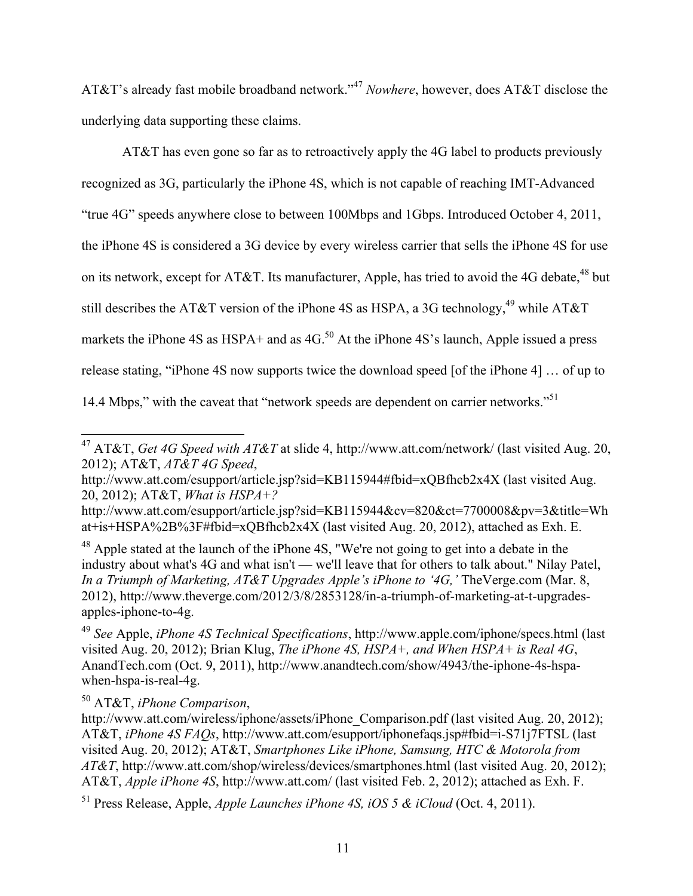AT&T's already fast mobile broadband network."[47] *Nowhere*, however, does AT&T disclose the underlying data supporting these claims.

AT&T has even gone so far as to retroactively apply the 4G label to products previously recognized as 3G, particularly the iPhone 4S, which is not capable of reaching IMT-Advanced "true 4G" speeds anywhere close to between 100Mbps and 1Gbps. Introduced October 4, 2011, the iPhone 4S is considered a 3G device by every wireless carrier that sells the iPhone 4S for use on its network, except for AT&T. Its manufacturer, Apple, has tried to avoid the 4G debate,[48] but still describes the AT&T version of the iPhone 4S as HSPA, a 3G technology,[49] while AT&T markets the iPhone 4S as HSPA+ and as 4G.[50] At the iPhone 4S's launch, Apple issued a press release stating, "iPhone 4S now supports twice the download speed [of the iPhone 4] … of up to 14.4 Mbps," with the caveat that "network speeds are dependent on carrier networks."[51]

---

[47] AT&T, *Get 4G Speed with AT&T* at slide 4, http://www.att.com/network/ (last visited Aug. 20, 2012); AT&T, *AT&T 4G Speed*, http://www.att.com/esupport/article.jsp?sid=KB115944#fbid=xQBfhcb2x4X (last visited Aug. 20, 2012); AT&T, *What is HSPA+?* http://www.att.com/esupport/article.jsp?sid=KB115944&cv=820&ct=7700008&pv=3&title=What+is+HSPA%2B%3F#fbid=xQBfhcb2x4X (last visited Aug. 20, 2012), attached as Exh. E.

[48] Apple stated at the launch of the iPhone 4S, "We're not going to get into a debate in the industry about what's 4G and what isn't — we'll leave that for others to talk about." Nilay Patel, *In a Triumph of Marketing, AT&T Upgrades Apple's iPhone to '4G,'* TheVerge.com (Mar. 8, 2012), http://www.theverge.com/2012/3/8/2853128/in-a-triumph-of-marketing-at-t-upgrades-apples-iphone-to-4g.

[49] *See* Apple, *iPhone 4S Technical Specifications*, http://www.apple.com/iphone/specs.html (last visited Aug. 20, 2012); Brian Klug, *The iPhone 4S, HSPA+, and When HSPA+ is Real 4G*, AnandTech.com (Oct. 9, 2011), http://www.anandtech.com/show/4943/the-iphone-4s-hspa-when-hspa-is-real-4g.

[50] AT&T, *iPhone Comparison*, http://www.att.com/wireless/iphone/assets/iPhone_Comparison.pdf (last visited Aug. 20, 2012); AT&T, *iPhone 4S FAQs*, http://www.att.com/esupport/iphonefaqs.jsp#fbid=i-S71j7FTSL (last visited Aug. 20, 2012); AT&T, *Smartphones Like iPhone, Samsung, HTC & Motorola from AT&T*, http://www.att.com/shop/wireless/devices/smartphones.html (last visited Aug. 20, 2012); AT&T, *Apple iPhone 4S*, http://www.att.com/ (last visited Feb. 2, 2012); attached as Exh. F.

[51] Press Release, Apple, *Apple Launches iPhone 4S, iOS 5 & iCloud* (Oct. 4, 2011).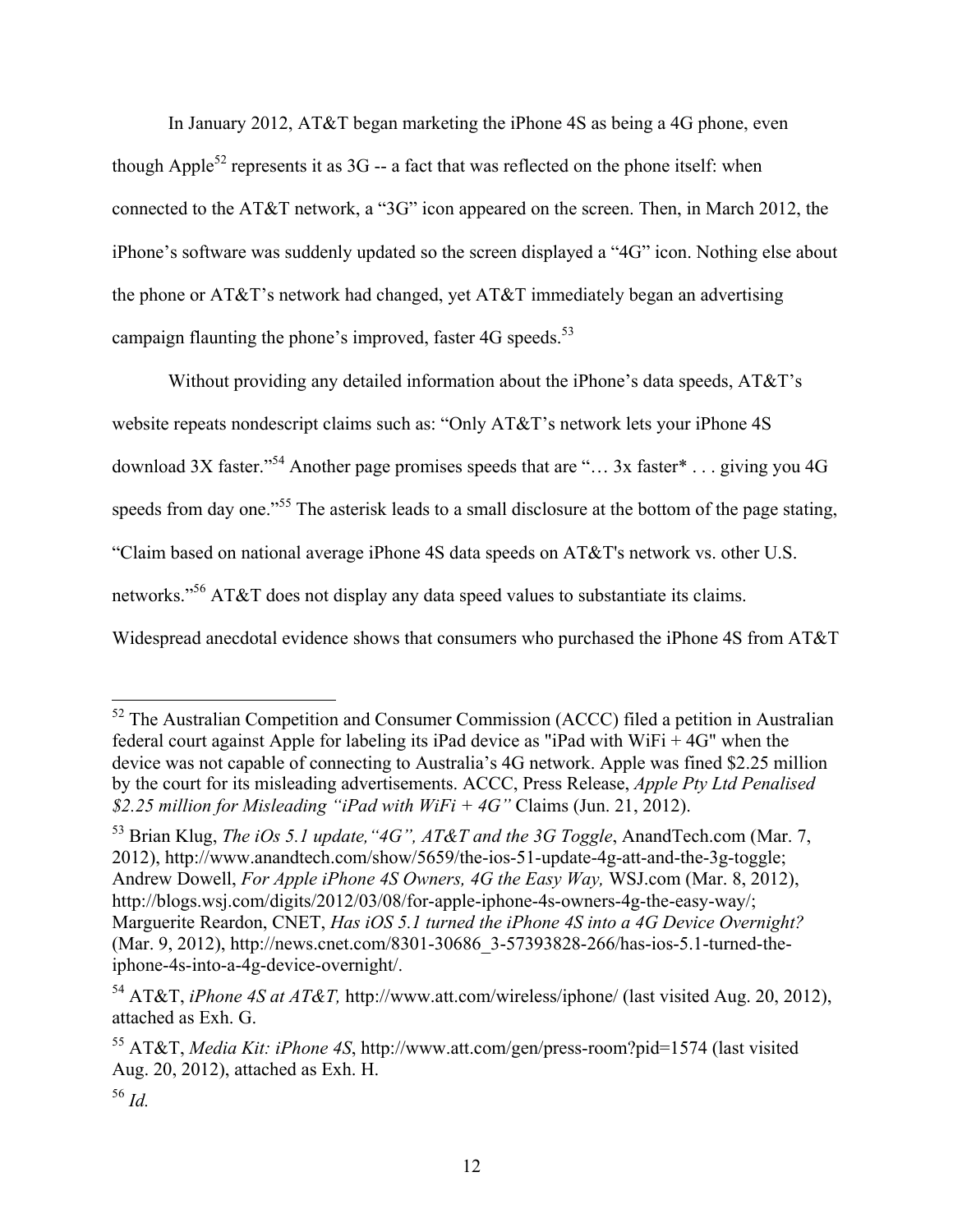In January 2012, AT&T began marketing the iPhone 4S as being a 4G phone, even though Apple[52] represents it as 3G -- a fact that was reflected on the phone itself: when connected to the AT&T network, a "3G" icon appeared on the screen. Then, in March 2012, the iPhone's software was suddenly updated so the screen displayed a "4G" icon. Nothing else about the phone or AT&T's network had changed, yet AT&T immediately began an advertising campaign flaunting the phone's improved, faster 4G speeds.[53]

Without providing any detailed information about the iPhone's data speeds, AT&T's website repeats nondescript claims such as: "Only AT&T's network lets your iPhone 4S download 3X faster."[54] Another page promises speeds that are "… 3x faster* . . . giving you 4G speeds from day one."[55] The asterisk leads to a small disclosure at the bottom of the page stating, "Claim based on national average iPhone 4S data speeds on AT&T's network vs. other U.S. networks."[56] AT&T does not display any data speed values to substantiate its claims. Widespread anecdotal evidence shows that consumers who purchased the iPhone 4S from AT&T

---

[52] The Australian Competition and Consumer Commission (ACCC) filed a petition in Australian federal court against Apple for labeling its iPad device as "iPad with WiFi + 4G" when the device was not capable of connecting to Australia's 4G network. Apple was fined $2.25 million by the court for its misleading advertisements. ACCC, Press Release, *Apple Pty Ltd Penalised $2.25 million for Misleading "iPad with WiFi + 4G"* Claims (Jun. 21, 2012).

[53] Brian Klug, *The iOs 5.1 update,"4G", AT&T and the 3G Toggle*, AnandTech.com (Mar. 7, 2012), http://www.anandtech.com/show/5659/the-ios-51-update-4g-att-and-the-3g-toggle; Andrew Dowell, *For Apple iPhone 4S Owners, 4G the Easy Way,* WSJ.com (Mar. 8, 2012), http://blogs.wsj.com/digits/2012/03/08/for-apple-iphone-4s-owners-4g-the-easy-way/; Marguerite Reardon, CNET, *Has iOS 5.1 turned the iPhone 4S into a 4G Device Overnight?* (Mar. 9, 2012), http://news.cnet.com/8301-30686_3-57393828-266/has-ios-5.1-turned-the-iphone-4s-into-a-4g-device-overnight/.

[54] AT&T, *iPhone 4S at AT&T,* http://www.att.com/wireless/iphone/ (last visited Aug. 20, 2012), attached as Exh. G.

[55] AT&T, *Media Kit: iPhone 4S*, http://www.att.com/gen/press-room?pid=1574 (last visited Aug. 20, 2012), attached as Exh. H.

[56] *Id.*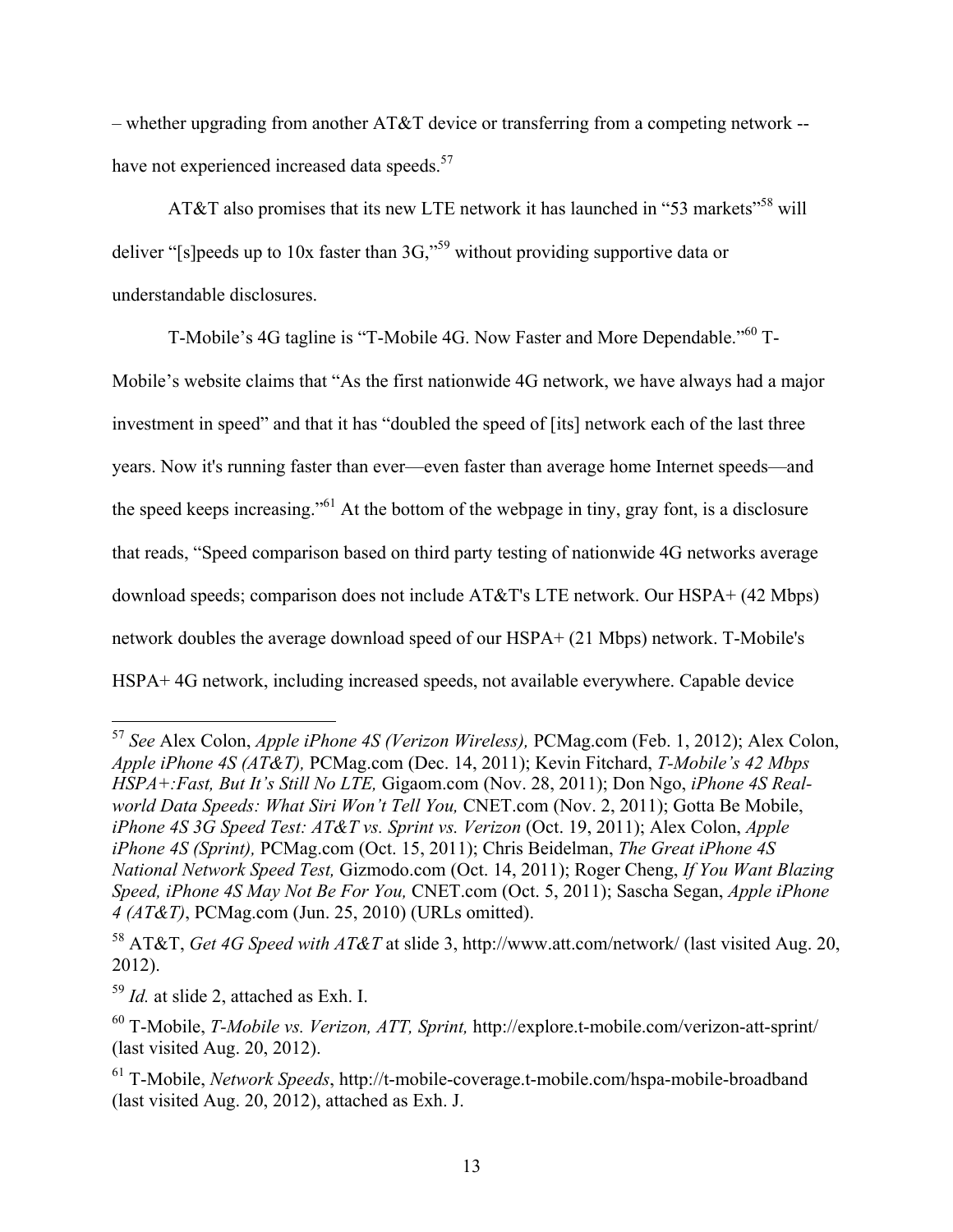– whether upgrading from another AT&T device or transferring from a competing network -- have not experienced increased data speeds.[57]

AT&T also promises that its new LTE network it has launched in "53 markets"[58] will deliver "[s]peeds up to 10x faster than 3G,"[59] without providing supportive data or understandable disclosures.

T-Mobile's 4G tagline is "T-Mobile 4G. Now Faster and More Dependable."[60] T-Mobile's website claims that "As the first nationwide 4G network, we have always had a major investment in speed" and that it has "doubled the speed of [its] network each of the last three years. Now it's running faster than ever—even faster than average home Internet speeds—and the speed keeps increasing."[61] At the bottom of the webpage in tiny, gray font, is a disclosure that reads, "Speed comparison based on third party testing of nationwide 4G networks average download speeds; comparison does not include AT&T's LTE network. Our HSPA+ (42 Mbps) network doubles the average download speed of our HSPA+ (21 Mbps) network. T-Mobile's HSPA+ 4G network, including increased speeds, not available everywhere. Capable device

---

[57] *See* Alex Colon, *Apple iPhone 4S (Verizon Wireless),* PCMag.com (Feb. 1, 2012); Alex Colon, *Apple iPhone 4S (AT&T),* PCMag.com (Dec. 14, 2011); Kevin Fitchard, *T-Mobile's 42 Mbps HSPA+:Fast, But It's Still No LTE,* Gigaom.com (Nov. 28, 2011); Don Ngo, *iPhone 4S Real-world Data Speeds: What Siri Won't Tell You,* CNET.com (Nov. 2, 2011); Gotta Be Mobile, *iPhone 4S 3G Speed Test: AT&T vs. Sprint vs. Verizon* (Oct. 19, 2011); Alex Colon, *Apple iPhone 4S (Sprint),* PCMag.com (Oct. 15, 2011); Chris Beidelman, *The Great iPhone 4S National Network Speed Test,* Gizmodo.com (Oct. 14, 2011); Roger Cheng, *If You Want Blazing Speed, iPhone 4S May Not Be For You,* CNET.com (Oct. 5, 2011); Sascha Segan, *Apple iPhone 4 (AT&T)*, PCMag.com (Jun. 25, 2010) (URLs omitted).

[58] AT&T, *Get 4G Speed with AT&T* at slide 3, http://www.att.com/network/ (last visited Aug. 20, 2012).

[59] *Id.* at slide 2, attached as Exh. I.

[60] T-Mobile, *T-Mobile vs. Verizon, ATT, Sprint,* http://explore.t-mobile.com/verizon-att-sprint/ (last visited Aug. 20, 2012).

[61] T-Mobile, *Network Speeds*, http://t-mobile-coverage.t-mobile.com/hspa-mobile-broadband (last visited Aug. 20, 2012), attached as Exh. J.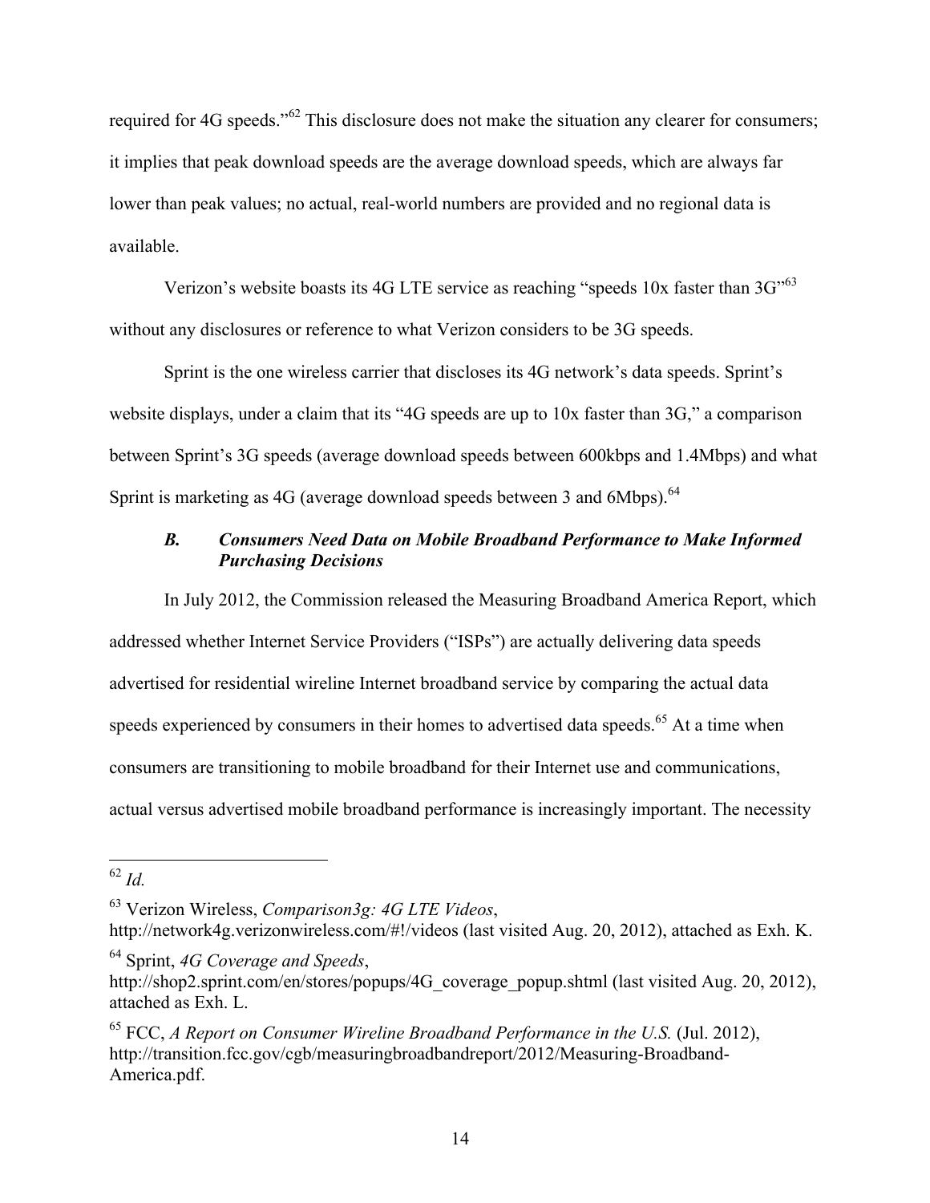required for 4G speeds."[62] This disclosure does not make the situation any clearer for consumers; it implies that peak download speeds are the average download speeds, which are always far lower than peak values; no actual, real-world numbers are provided and no regional data is available.

Verizon's website boasts its 4G LTE service as reaching "speeds 10x faster than 3G"[63] without any disclosures or reference to what Verizon considers to be 3G speeds.

Sprint is the one wireless carrier that discloses its 4G network's data speeds. Sprint's website displays, under a claim that its "4G speeds are up to 10x faster than 3G," a comparison between Sprint's 3G speeds (average download speeds between 600kbps and 1.4Mbps) and what Sprint is marketing as 4G (average download speeds between 3 and 6Mbps).[64]

### *B. Consumers Need Data on Mobile Broadband Performance to Make Informed Purchasing Decisions*

In July 2012, the Commission released the Measuring Broadband America Report, which addressed whether Internet Service Providers ("ISPs") are actually delivering data speeds advertised for residential wireline Internet broadband service by comparing the actual data speeds experienced by consumers in their homes to advertised data speeds.[65] At a time when consumers are transitioning to mobile broadband for their Internet use and communications, actual versus advertised mobile broadband performance is increasingly important. The necessity

---

[62] *Id.*

[63] Verizon Wireless, *Comparison3g: 4G LTE Videos*, http://network4g.verizonwireless.com/#!/videos (last visited Aug. 20, 2012), attached as Exh. K.

[64] Sprint, *4G Coverage and Speeds*, http://shop2.sprint.com/en/stores/popups/4G_coverage_popup.shtml (last visited Aug. 20, 2012), attached as Exh. L.

[65] FCC, *A Report on Consumer Wireline Broadband Performance in the U.S.* (Jul. 2012), http://transition.fcc.gov/cgb/measuringbroadbandreport/2012/Measuring-Broadband-America.pdf.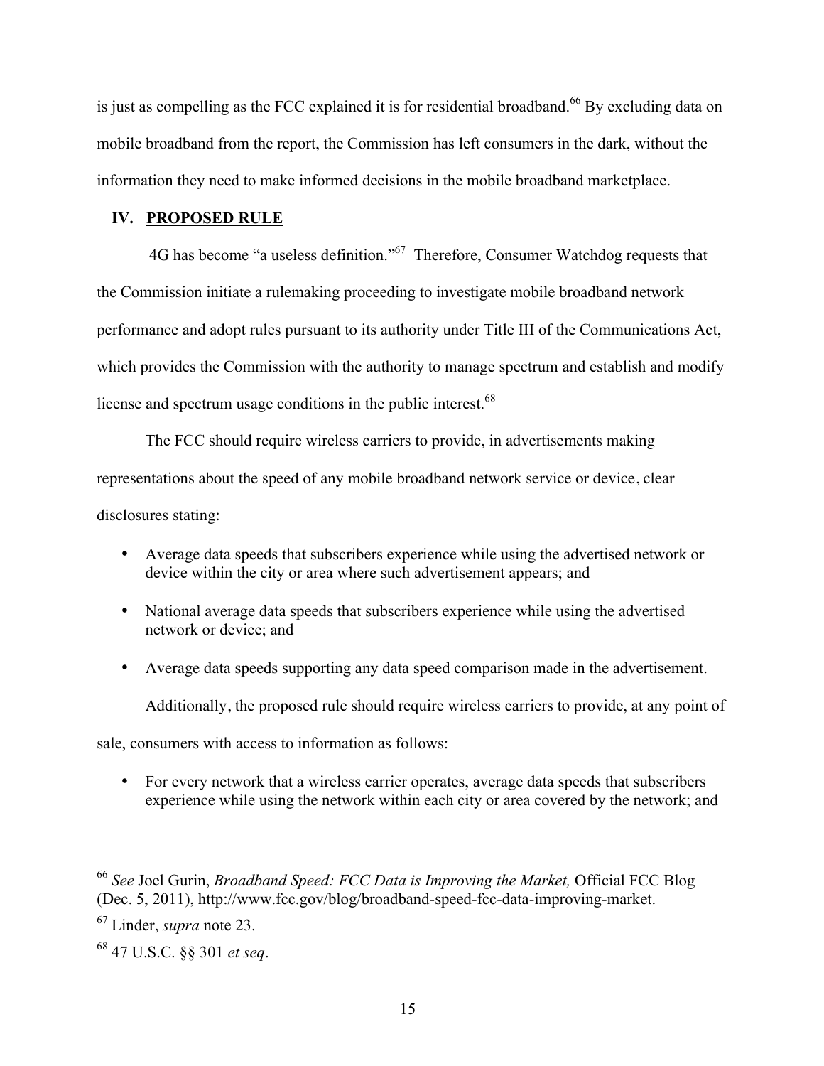is just as compelling as the FCC explained it is for residential broadband.[66] By excluding data on mobile broadband from the report, the Commission has left consumers in the dark, without the information they need to make informed decisions in the mobile broadband marketplace.

## IV. PROPOSED RULE

4G has become "a useless definition."[67] Therefore, Consumer Watchdog requests that the Commission initiate a rulemaking proceeding to investigate mobile broadband network performance and adopt rules pursuant to its authority under Title III of the Communications Act, which provides the Commission with the authority to manage spectrum and establish and modify license and spectrum usage conditions in the public interest.[68]

The FCC should require wireless carriers to provide, in advertisements making representations about the speed of any mobile broadband network service or device, clear disclosures stating:

- Average data speeds that subscribers experience while using the advertised network or device within the city or area where such advertisement appears; and
- National average data speeds that subscribers experience while using the advertised network or device; and
- Average data speeds supporting any data speed comparison made in the advertisement.

Additionally, the proposed rule should require wireless carriers to provide, at any point of sale, consumers with access to information as follows:

- For every network that a wireless carrier operates, average data speeds that subscribers experience while using the network within each city or area covered by the network; and

---

[66] *See* Joel Gurin, *Broadband Speed: FCC Data is Improving the Market,* Official FCC Blog (Dec. 5, 2011), http://www.fcc.gov/blog/broadband-speed-fcc-data-improving-market.

[67] Linder, *supra* note 23.

[68] 47 U.S.C. §§ 301 *et seq*.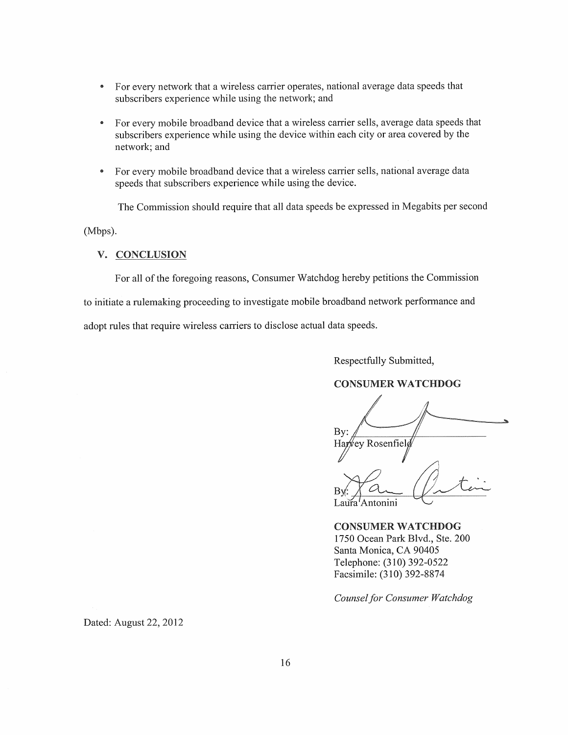- For every network that a wireless carrier operates, national average data speeds that subscribers experience while using the network; and
- For every mobile broadband device that a wireless carrier sells, average data speeds that subscribers experience while using the device within each city or area covered by the network; and
- For every mobile broadband device that a wireless carrier sells, national average data speeds that subscribers experience while using the device.

The Commission should require that all data speeds be expressed in Megabits per second (Mbps).

## V. CONCLUSION

For all of the foregoing reasons, Consumer Watchdog hereby petitions the Commission to initiate a rulemaking proceeding to investigate mobile broadband network performance and adopt rules that require wireless carriers to disclose actual data speeds.

Respectfully Submitted,

**CONSUMER WATCHDOG**

By: ______________________
Harvey Rosenfield

By: ______________________
Laura Antonini

**CONSUMER WATCHDOG**
1750 Ocean Park Blvd., Ste. 200
Santa Monica, CA 90405
Telephone: (310) 392-0522
Facsimile: (310) 392-8874

*Counsel for Consumer Watchdog*

Dated: August 22, 2012